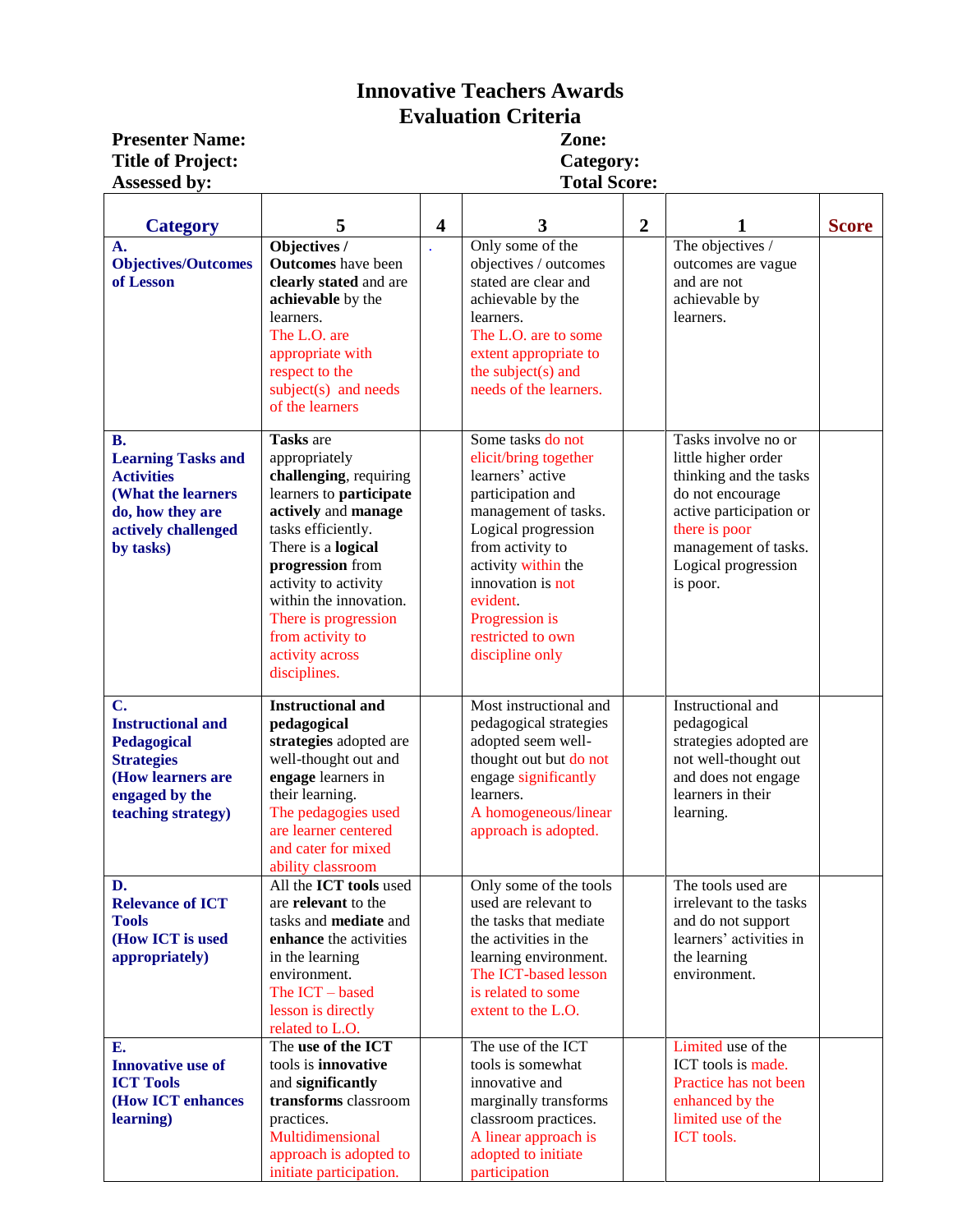# Innovative Teachers Awards
# Evaluation Criteria

**Presenter Name:** **Zone:**
**Title of Project:** **Category:**
**Assessed by:** **Total Score:**

| Category | 5 | 4 | 3 | 2 | 1 | Score |
|---|---|---|---|---|---|---|
| **A. Objectives/Outcomes of Lesson** | **Objectives / Outcomes** have been **clearly stated** and are **achievable** by the learners. The L.O. are appropriate with respect to the subject(s) and needs of the learners | . | Only some of the objectives / outcomes stated are clear and achievable by the learners. The L.O. are to some extent appropriate to the subject(s) and needs of the learners. | | The objectives / outcomes are vague and are not achievable by learners. | |
| **B. Learning Tasks and Activities (What the learners do, how they are actively challenged by tasks)** | **Tasks** are appropriately **challenging**, requiring learners to **participate actively** and **manage** tasks efficiently. There is a **logical progression** from activity to activity within the innovation. There is progression from activity to activity across disciplines. | | Some tasks do not elicit/bring together learners' active participation and management of tasks. Logical progression from activity to activity within the innovation is not evident. Progression is restricted to own discipline only | | Tasks involve no or little higher order thinking and the tasks do not encourage active participation or there is poor management of tasks. Logical progression is poor. | |
| **C. Instructional and Pedagogical Strategies (How learners are engaged by the teaching strategy)** | **Instructional and pedagogical strategies** adopted are well-thought out and **engage** learners in their learning. The pedagogies used are learner centered and cater for mixed ability classroom | | Most instructional and pedagogical strategies adopted seem well-thought out but do not engage significantly learners. A homogeneous/linear approach is adopted. | | Instructional and pedagogical strategies adopted are not well-thought out and does not engage learners in their learning. | |
| **D. Relevance of ICT Tools (How ICT is used appropriately)** | All the **ICT tools** used are **relevant** to the tasks and **mediate** and **enhance** the activities in the learning environment. The ICT – based lesson is directly related to L.O. | | Only some of the tools used are relevant to the tasks that mediate the activities in the learning environment. The ICT-based lesson is related to some extent to the L.O. | | The tools used are irrelevant to the tasks and do not support learners' activities in the learning environment. | |
| **E. Innovative use of ICT Tools (How ICT enhances learning)** | The **use of the ICT** tools is **innovative** and **significantly transforms** classroom practices. Multidimensional approach is adopted to initiate participation. | | The use of the ICT tools is somewhat innovative and marginally transforms classroom practices. A linear approach is adopted to initiate participation | | Limited use of the ICT tools is made. Practice has not been enhanced by the limited use of the ICT tools. | |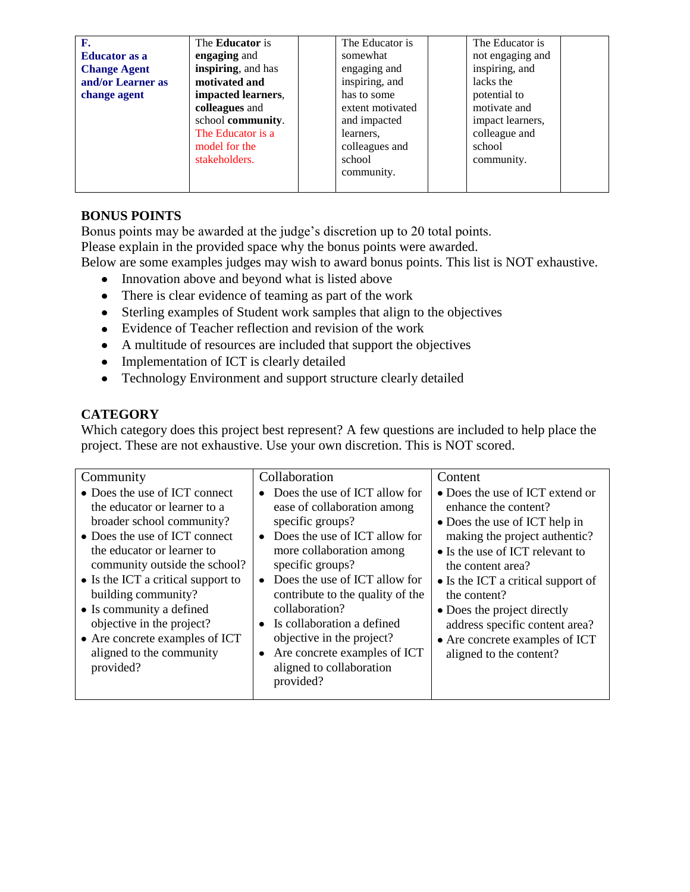| | | | | | | |
|---|---|---|---|---|---|---|
| **F. Educator as a Change Agent and/or Learner as change agent** | The **Educator** is **engaging** and **inspiring**, and has **motivated and impacted learners**, **colleagues** and school **community**. The Educator is a model for the stakeholders. | | The Educator is somewhat engaging and inspiring, and has to some extent motivated and impacted learners, colleagues and school community. | | The Educator is not engaging and inspiring, and lacks the potential to motivate and impact learners, colleague and school community. | |

## BONUS POINTS

Bonus points may be awarded at the judge's discretion up to 20 total points.
Please explain in the provided space why the bonus points were awarded.
Below are some examples judges may wish to award bonus points. This list is NOT exhaustive.

- Innovation above and beyond what is listed above
- There is clear evidence of teaming as part of the work
- Sterling examples of Student work samples that align to the objectives
- Evidence of Teacher reflection and revision of the work
- A multitude of resources are included that support the objectives
- Implementation of ICT is clearly detailed
- Technology Environment and support structure clearly detailed

## CATEGORY

Which category does this project best represent? A few questions are included to help place the project. These are not exhaustive. Use your own discretion. This is NOT scored.

| Community | Collaboration | Content |
|---|---|---|
| • Does the use of ICT connect the educator or learner to a broader school community?<br>• Does the use of ICT connect the educator or learner to community outside the school?<br>• Is the ICT a critical support to building community?<br>• Is community a defined objective in the project?<br>• Are concrete examples of ICT aligned to the community provided? | • Does the use of ICT allow for ease of collaboration among specific groups?<br>• Does the use of ICT allow for more collaboration among specific groups?<br>• Does the use of ICT allow for contribute to the quality of the collaboration?<br>• Is collaboration a defined objective in the project?<br>• Are concrete examples of ICT aligned to collaboration provided? | • Does the use of ICT extend or enhance the content?<br>• Does the use of ICT help in making the project authentic?<br>• Is the use of ICT relevant to the content area?<br>• Is the ICT a critical support of the content?<br>• Does the project directly address specific content area?<br>• Are concrete examples of ICT aligned to the content? |